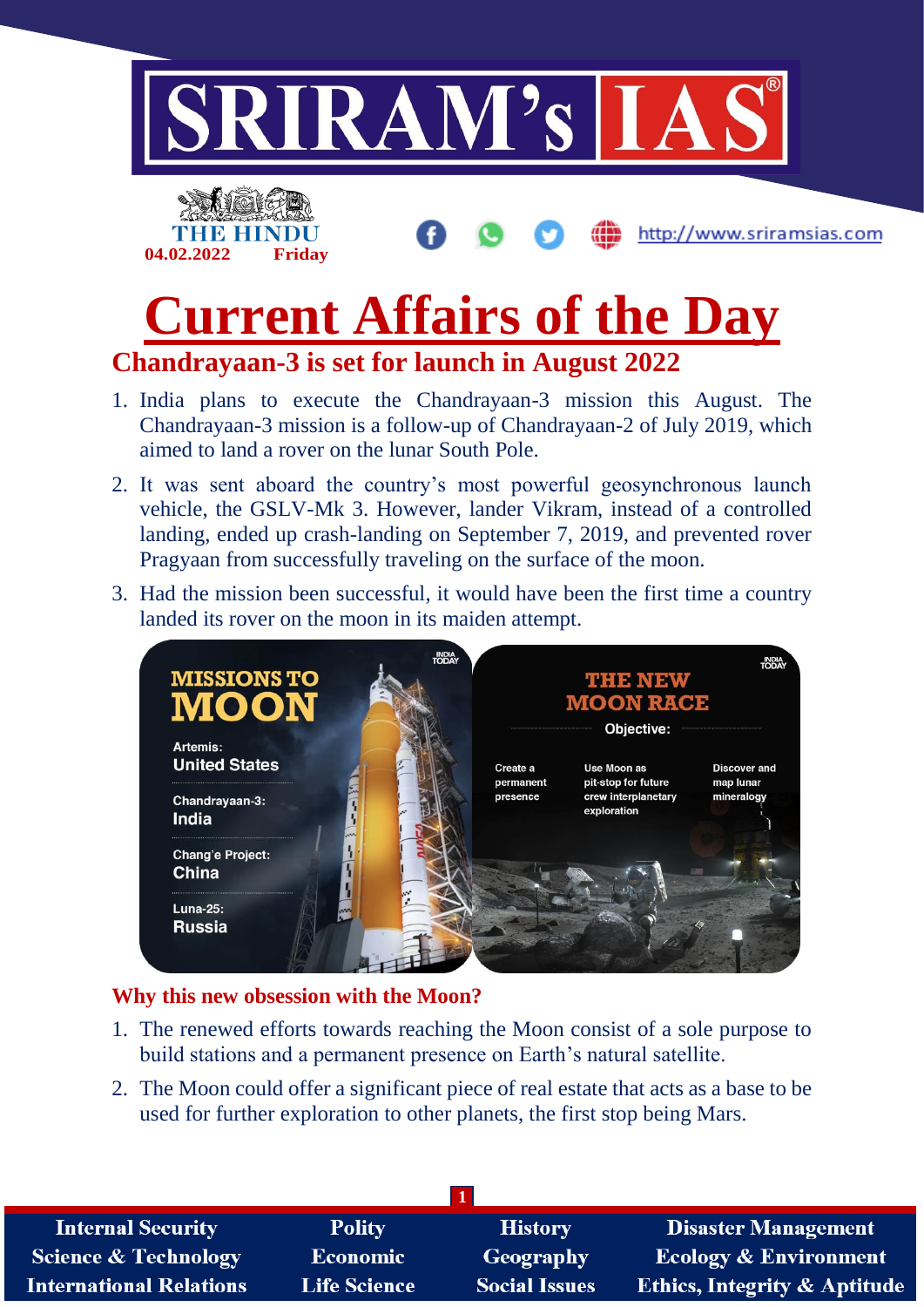# SRIRAM's IAS

THE HINDU
04.02.2022 Friday

http://www.sriramsias.com

# Current Affairs of the Day

## Chandrayaan-3 is set for launch in August 2022

1. India plans to execute the Chandrayaan-3 mission this August. The Chandrayaan-3 mission is a follow-up of Chandrayaan-2 of July 2019, which aimed to land a rover on the lunar South Pole.
2. It was sent aboard the country's most powerful geosynchronous launch vehicle, the GSLV-Mk 3. However, lander Vikram, instead of a controlled landing, ended up crash-landing on September 7, 2019, and prevented rover Pragyaan from successfully traveling on the surface of the moon.
3. Had the mission been successful, it would have been the first time a country landed its rover on the moon in its maiden attempt.

**MISSIONS TO MOON**

- Artemis: United States
- Chandrayaan-3: India
- Chang'e Project: China
- Luna-25: Russia

**THE NEW MOON RACE**

Objective:

- Create a permanent presence
- Use Moon as pit-stop for future crew interplanetary exploration
- Discover and map lunar mineralogy

### Why this new obsession with the Moon?

1. The renewed efforts towards reaching the Moon consist of a sole purpose to build stations and a permanent presence on Earth's natural satellite.
2. The Moon could offer a significant piece of real estate that acts as a base to be used for further exploration to other planets, the first stop being Mars.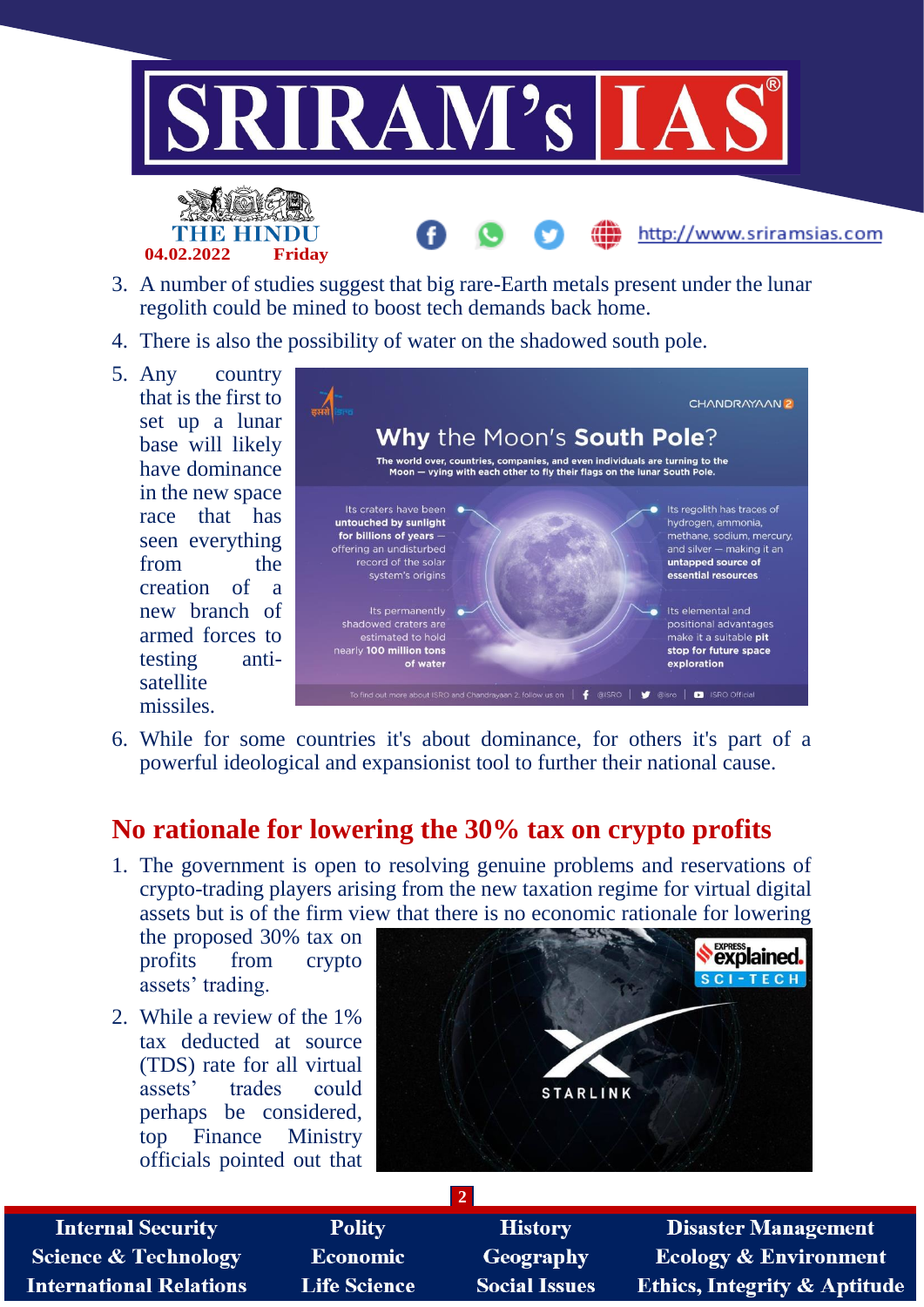3. A number of studies suggest that big rare-Earth metals present under the lunar regolith could be mined to boost tech demands back home.
4. There is also the possibility of water on the shadowed south pole.
5. Any country that is the first to set up a lunar base will likely have dominance in the new space race that has seen everything from the creation of a new branch of armed forces to testing anti-satellite missiles.
6. While for some countries it's about dominance, for others it's part of a powerful ideological and expansionist tool to further their national cause.

## No rationale for lowering the 30% tax on crypto profits

1. The government is open to resolving genuine problems and reservations of crypto-trading players arising from the new taxation regime for virtual digital assets but is of the firm view that there is no economic rationale for lowering the proposed 30% tax on profits from crypto assets' trading.
2. While a review of the 1% tax deducted at source (TDS) rate for all virtual assets' trades could perhaps be considered, top Finance Ministry officials pointed out that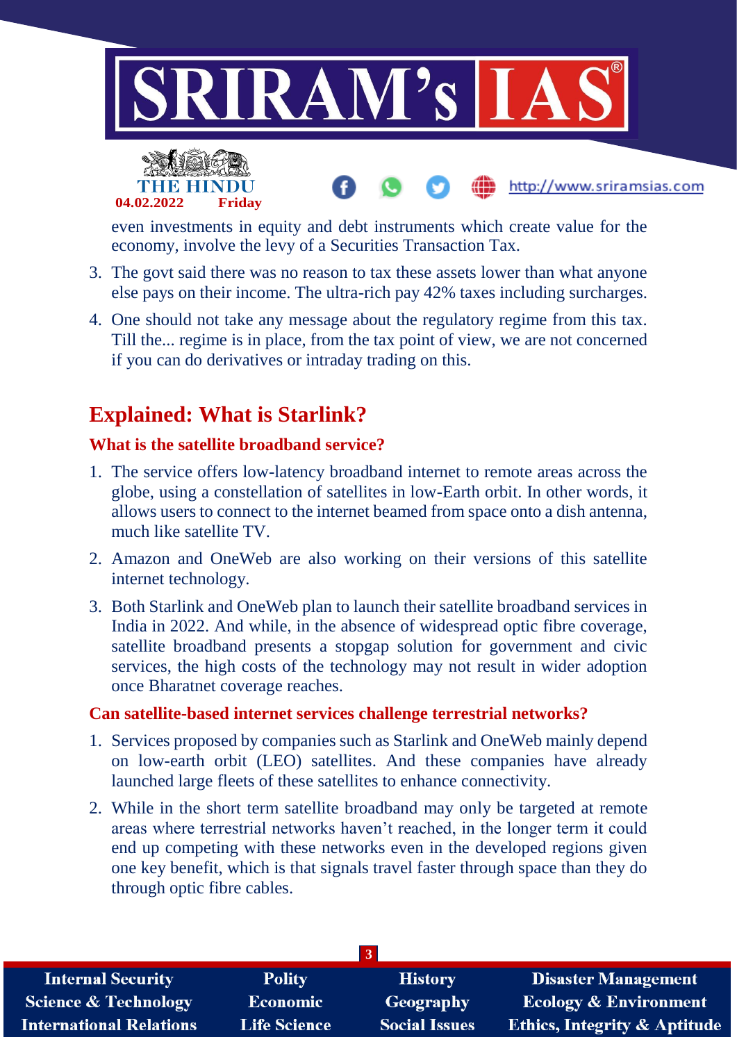even investments in equity and debt instruments which create value for the economy, involve the levy of a Securities Transaction Tax.

3. The govt said there was no reason to tax these assets lower than what anyone else pays on their income. The ultra-rich pay 42% taxes including surcharges.
4. One should not take any message about the regulatory regime from this tax. Till the... regime is in place, from the tax point of view, we are not concerned if you can do derivatives or intraday trading on this.

## Explained: What is Starlink?

### What is the satellite broadband service?

1. The service offers low-latency broadband internet to remote areas across the globe, using a constellation of satellites in low-Earth orbit. In other words, it allows users to connect to the internet beamed from space onto a dish antenna, much like satellite TV.
2. Amazon and OneWeb are also working on their versions of this satellite internet technology.
3. Both Starlink and OneWeb plan to launch their satellite broadband services in India in 2022. And while, in the absence of widespread optic fibre coverage, satellite broadband presents a stopgap solution for government and civic services, the high costs of the technology may not result in wider adoption once Bharatnet coverage reaches.

### Can satellite-based internet services challenge terrestrial networks?

1. Services proposed by companies such as Starlink and OneWeb mainly depend on low-earth orbit (LEO) satellites. And these companies have already launched large fleets of these satellites to enhance connectivity.
2. While in the short term satellite broadband may only be targeted at remote areas where terrestrial networks haven't reached, in the longer term it could end up competing with these networks even in the developed regions given one key benefit, which is that signals travel faster through space than they do through optic fibre cables.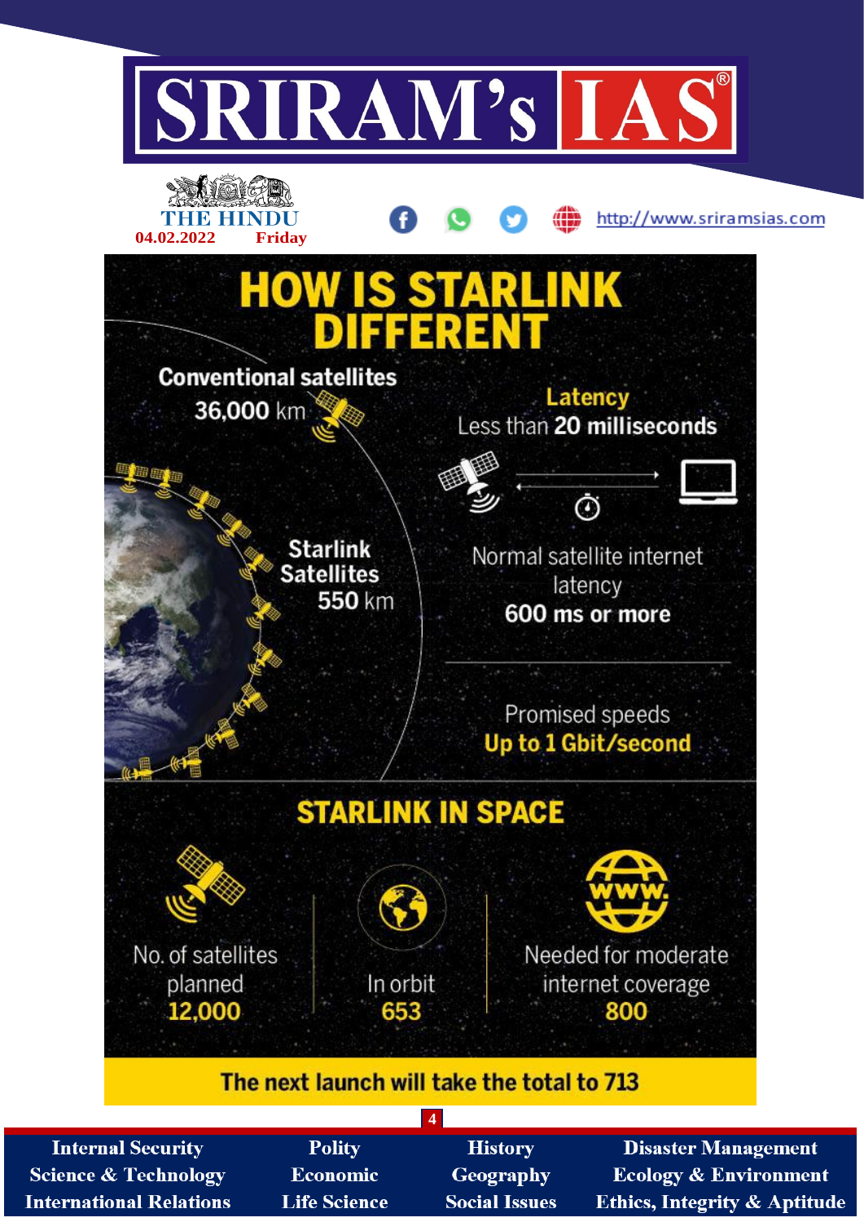# HOW IS STARLINK DIFFERENT

**Conventional satellites**
36,000 km

**Starlink Satellites**
550 km

**Latency**
Less than **20 milliseconds**

Normal satellite internet latency
**600 ms or more**

Promised speeds
**Up to 1 Gbit/second**

## STARLINK IN SPACE

| No. of satellites planned | In orbit | Needed for moderate internet coverage |
|---|---|---|
| 12,000 | 653 | 800 |

**The next launch will take the total to 713**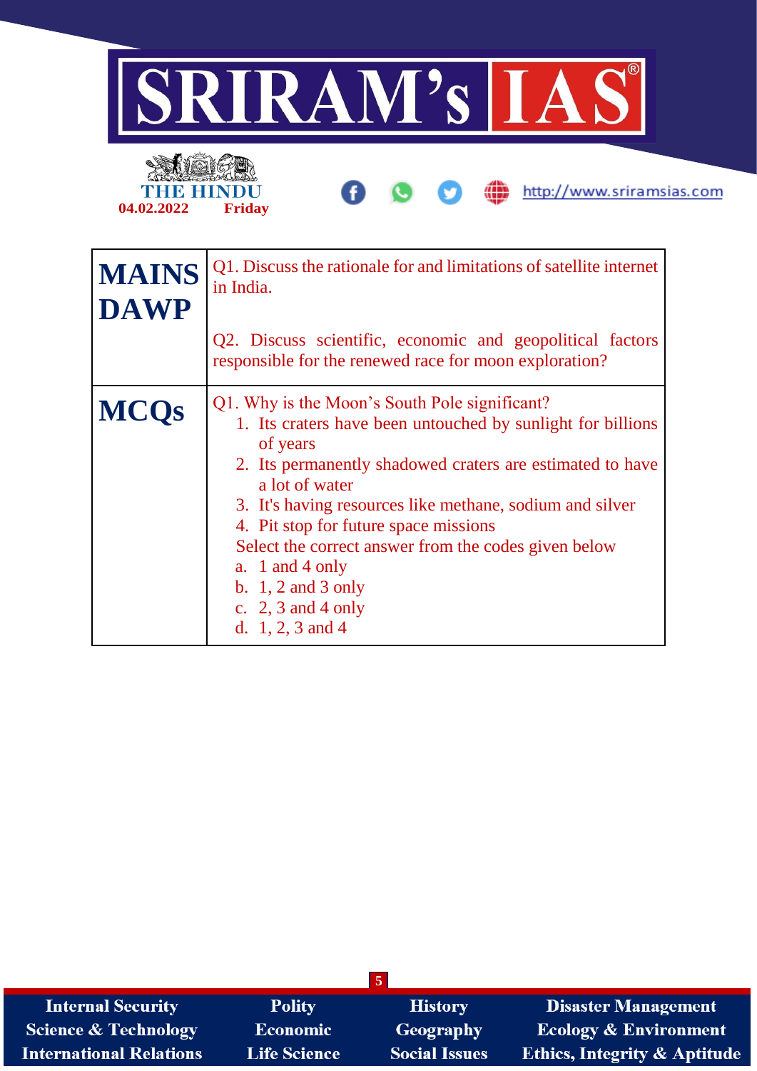| | |
|---|---|
| **MAINS DAWP** | Q1. Discuss the rationale for and limitations of satellite internet in India.<br><br>Q2. Discuss scientific, economic and geopolitical factors responsible for the renewed race for moon exploration? |
| **MCQs** | Q1. Why is the Moon's South Pole significant?<br>1. Its craters have been untouched by sunlight for billions of years<br>2. Its permanently shadowed craters are estimated to have a lot of water<br>3. It's having resources like methane, sodium and silver<br>4. Pit stop for future space missions<br>Select the correct answer from the codes given below<br>a. 1 and 4 only<br>b. 1, 2 and 3 only<br>c. 2, 3 and 4 only<br>d. 1, 2, 3 and 4 |